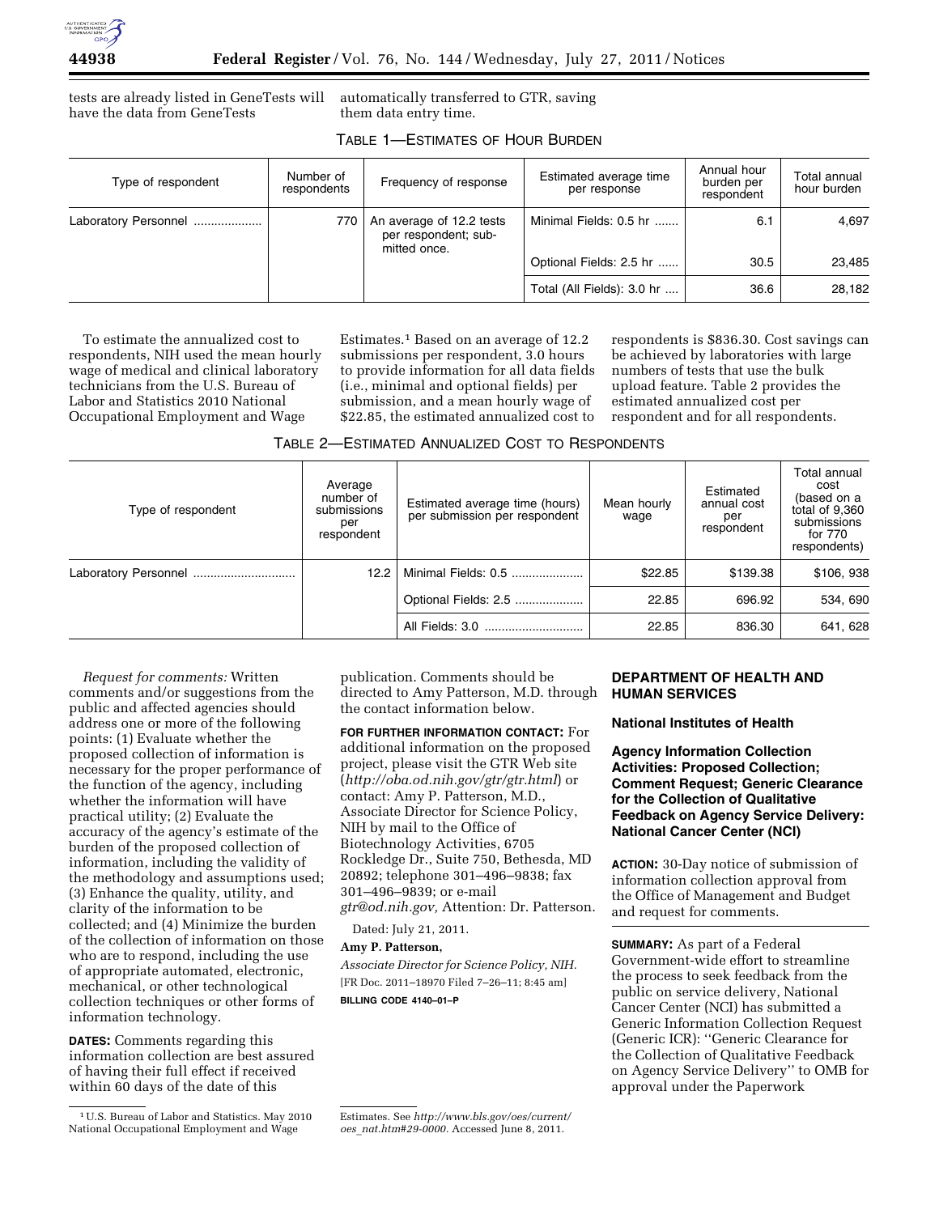tests are already listed in GeneTests will have the data from GeneTests automatically transferred to GTR, saving them data entry time.

TABLE 1—ESTIMATES OF HOUR BURDEN

| Type of respondent | Number of respondents | Frequency of response | Estimated average time per response | Annual hour burden per respondent | Total annual hour burden |
|---|---|---|---|---|---|
| Laboratory Personnel .................... | 770 | An average of 12.2 tests per respondent; submitted once. | Minimal Fields: 0.5 hr ....... | 6.1 | 4,697 |
| | | | Optional Fields: 2.5 hr ...... | 30.5 | 23,485 |
| | | | Total (All Fields): 3.0 hr .... | 36.6 | 28,182 |

To estimate the annualized cost to respondents, NIH used the mean hourly wage of medical and clinical laboratory technicians from the U.S. Bureau of Labor and Statistics 2010 National Occupational Employment and Wage Estimates.[1] Based on an average of 12.2 submissions per respondent, 3.0 hours to provide information for all data fields (i.e., minimal and optional fields) per submission, and a mean hourly wage of $22.85, the estimated annualized cost to respondents is $836.30. Cost savings can be achieved by laboratories with large numbers of tests that use the bulk upload feature. Table 2 provides the estimated annualized cost per respondent and for all respondents.

TABLE 2—ESTIMATED ANNUALIZED COST TO RESPONDENTS

| Type of respondent | Average number of submissions per respondent | Estimated average time (hours) per submission per respondent | Mean hourly wage | Estimated annual cost per respondent | Total annual cost (based on a total of 9,360 submissions for 770 respondents) |
|---|---|---|---|---|---|
| Laboratory Personnel .............................. | 12.2 | Minimal Fields: 0.5 ..................... | $22.85 | $139.38 | $106, 938 |
| | | Optional Fields: 2.5 .................... | 22.85 | 696.92 | 534, 690 |
| | | All Fields: 3.0 ............................. | 22.85 | 836.30 | 641, 628 |

*Request for comments:* Written comments and/or suggestions from the public and affected agencies should address one or more of the following points: (1) Evaluate whether the proposed collection of information is necessary for the proper performance of the function of the agency, including whether the information will have practical utility; (2) Evaluate the accuracy of the agency's estimate of the burden of the proposed collection of information, including the validity of the methodology and assumptions used; (3) Enhance the quality, utility, and clarity of the information to be collected; and (4) Minimize the burden of the collection of information on those who are to respond, including the use of appropriate automated, electronic, mechanical, or other technological collection techniques or other forms of information technology.

**DATES:** Comments regarding this information collection are best assured of having their full effect if received within 60 days of the date of this publication. Comments should be directed to Amy Patterson, M.D. through the contact information below.

**FOR FURTHER INFORMATION CONTACT:** For additional information on the proposed project, please visit the GTR Web site (*http://oba.od.nih.gov/gtr/gtr.html*) or contact: Amy P. Patterson, M.D., Associate Director for Science Policy, NIH by mail to the Office of Biotechnology Activities, 6705 Rockledge Dr., Suite 750, Bethesda, MD 20892; telephone 301–496–9838; fax 301–496–9839; or e-mail *gtr@od.nih.gov,* Attention: Dr. Patterson.

Dated: July 21, 2011.

**Amy P. Patterson,**

*Associate Director for Science Policy, NIH.*

[FR Doc. 2011–18970 Filed 7–26–11; 8:45 am]

**BILLING CODE 4140–01–P**

[1] U.S. Bureau of Labor and Statistics. May 2010 National Occupational Employment and Wage Estimates. See *http://www.bls.gov/oes/current/oes_nat.htm#29-0000.* Accessed June 8, 2011.

## DEPARTMENT OF HEALTH AND HUMAN SERVICES

### National Institutes of Health

### Agency Information Collection Activities: Proposed Collection; Comment Request; Generic Clearance for the Collection of Qualitative Feedback on Agency Service Delivery: National Cancer Center (NCI)

**ACTION:** 30-Day notice of submission of information collection approval from the Office of Management and Budget and request for comments.

**SUMMARY:** As part of a Federal Government-wide effort to streamline the process to seek feedback from the public on service delivery, National Cancer Center (NCI) has submitted a Generic Information Collection Request (Generic ICR): ''Generic Clearance for the Collection of Qualitative Feedback on Agency Service Delivery'' to OMB for approval under the Paperwork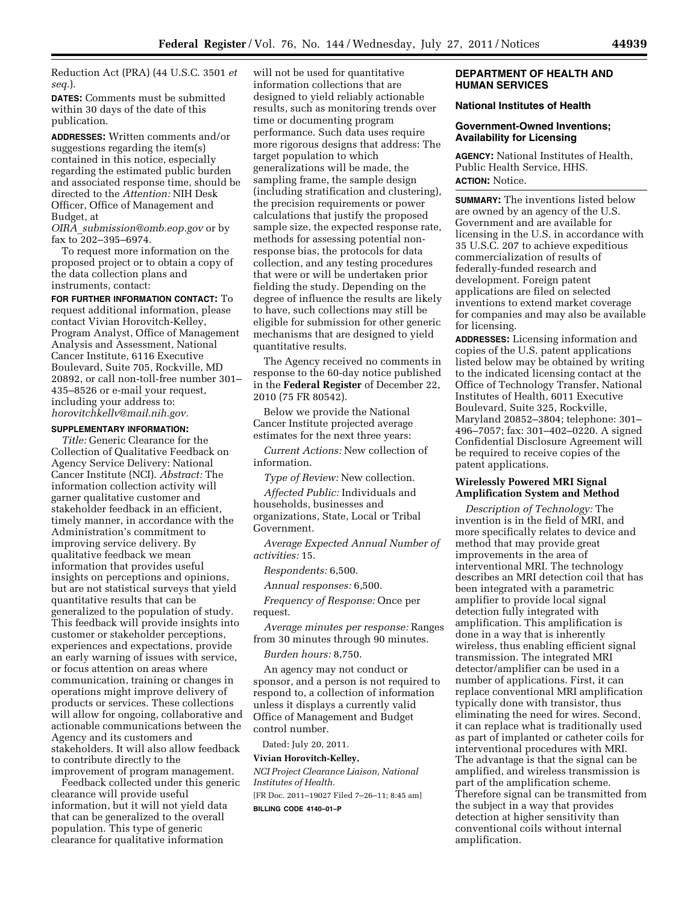Reduction Act (PRA) (44 U.S.C. 3501 *et seq.*).

**DATES:** Comments must be submitted within 30 days of the date of this publication.

**ADDRESSES:** Written comments and/or suggestions regarding the item(s) contained in this notice, especially regarding the estimated public burden and associated response time, should be directed to the *Attention:* NIH Desk Officer, Office of Management and Budget, at *OIRA_submission@omb.eop.gov* or by fax to 202–395–6974.

To request more information on the proposed project or to obtain a copy of the data collection plans and instruments, contact:

**FOR FURTHER INFORMATION CONTACT:** To request additional information, please contact Vivian Horovitch-Kelley, Program Analyst, Office of Management Analysis and Assessment, National Cancer Institute, 6116 Executive Boulevard, Suite 705, Rockville, MD 20892, or call non-toll-free number 301–435–8526 or e-mail your request, including your address to: *horovitchkellv@mail.nih.gov.*

**SUPPLEMENTARY INFORMATION:**

*Title:* Generic Clearance for the Collection of Qualitative Feedback on Agency Service Delivery: National Cancer Institute (NCI). *Abstract:* The information collection activity will garner qualitative customer and stakeholder feedback in an efficient, timely manner, in accordance with the Administration's commitment to improving service delivery. By qualitative feedback we mean information that provides useful insights on perceptions and opinions, but are not statistical surveys that yield quantitative results that can be generalized to the population of study. This feedback will provide insights into customer or stakeholder perceptions, experiences and expectations, provide an early warning of issues with service, or focus attention on areas where communication, training or changes in operations might improve delivery of products or services. These collections will allow for ongoing, collaborative and actionable communications between the Agency and its customers and stakeholders. It will also allow feedback to contribute directly to the improvement of program management.

Feedback collected under this generic clearance will provide useful information, but it will not yield data that can be generalized to the overall population. This type of generic clearance for qualitative information will not be used for quantitative information collections that are designed to yield reliably actionable results, such as monitoring trends over time or documenting program performance. Such data uses require more rigorous designs that address: The target population to which generalizations will be made, the sampling frame, the sample design (including stratification and clustering), the precision requirements or power calculations that justify the proposed sample size, the expected response rate, methods for assessing potential non-response bias, the protocols for data collection, and any testing procedures that were or will be undertaken prior fielding the study. Depending on the degree of influence the results are likely to have, such collections may still be eligible for submission for other generic mechanisms that are designed to yield quantitative results.

The Agency received no comments in response to the 60-day notice published in the **Federal Register** of December 22, 2010 (75 FR 80542).

Below we provide the National Cancer Institute projected average estimates for the next three years:

*Current Actions:* New collection of information.

*Type of Review:* New collection.

*Affected Public:* Individuals and households, businesses and organizations, State, Local or Tribal Government.

*Average Expected Annual Number of activities:* 15.

*Respondents:* 6,500.

*Annual responses:* 6,500.

*Frequency of Response:* Once per request.

*Average minutes per response:* Ranges from 30 minutes through 90 minutes.

*Burden hours:* 8,750.

An agency may not conduct or sponsor, and a person is not required to respond to, a collection of information unless it displays a currently valid Office of Management and Budget control number.

Dated: July 20, 2011.

**Vivian Horovitch-Kelley,**

*NCI Project Clearance Liaison, National Institutes of Health.*

[FR Doc. 2011–19027 Filed 7–26–11; 8:45 am]

**BILLING CODE 4140–01–P**

## DEPARTMENT OF HEALTH AND HUMAN SERVICES

### National Institutes of Health

### Government-Owned Inventions; Availability for Licensing

**AGENCY:** National Institutes of Health, Public Health Service, HHS.

**ACTION:** Notice.

**SUMMARY:** The inventions listed below are owned by an agency of the U.S. Government and are available for licensing in the U.S. in accordance with 35 U.S.C. 207 to achieve expeditious commercialization of results of federally-funded research and development. Foreign patent applications are filed on selected inventions to extend market coverage for companies and may also be available for licensing.

**ADDRESSES:** Licensing information and copies of the U.S. patent applications listed below may be obtained by writing to the indicated licensing contact at the Office of Technology Transfer, National Institutes of Health, 6011 Executive Boulevard, Suite 325, Rockville, Maryland 20852–3804; telephone: 301–496–7057; fax: 301–402–0220. A signed Confidential Disclosure Agreement will be required to receive copies of the patent applications.

#### Wirelessly Powered MRI Signal Amplification System and Method

*Description of Technology:* The invention is in the field of MRI, and more specifically relates to device and method that may provide great improvements in the area of interventional MRI. The technology describes an MRI detection coil that has been integrated with a parametric amplifier to provide local signal detection fully integrated with amplification. This amplification is done in a way that is inherently wireless, thus enabling efficient signal transmission. The integrated MRI detector/amplifier can be used in a number of applications. First, it can replace conventional MRI amplification typically done with transistor, thus eliminating the need for wires. Second, it can replace what is traditionally used as part of implanted or catheter coils for interventional procedures with MRI. The advantage is that the signal can be amplified, and wireless transmission is part of the amplification scheme. Therefore signal can be transmitted from the subject in a way that provides detection at higher sensitivity than conventional coils without internal amplification.